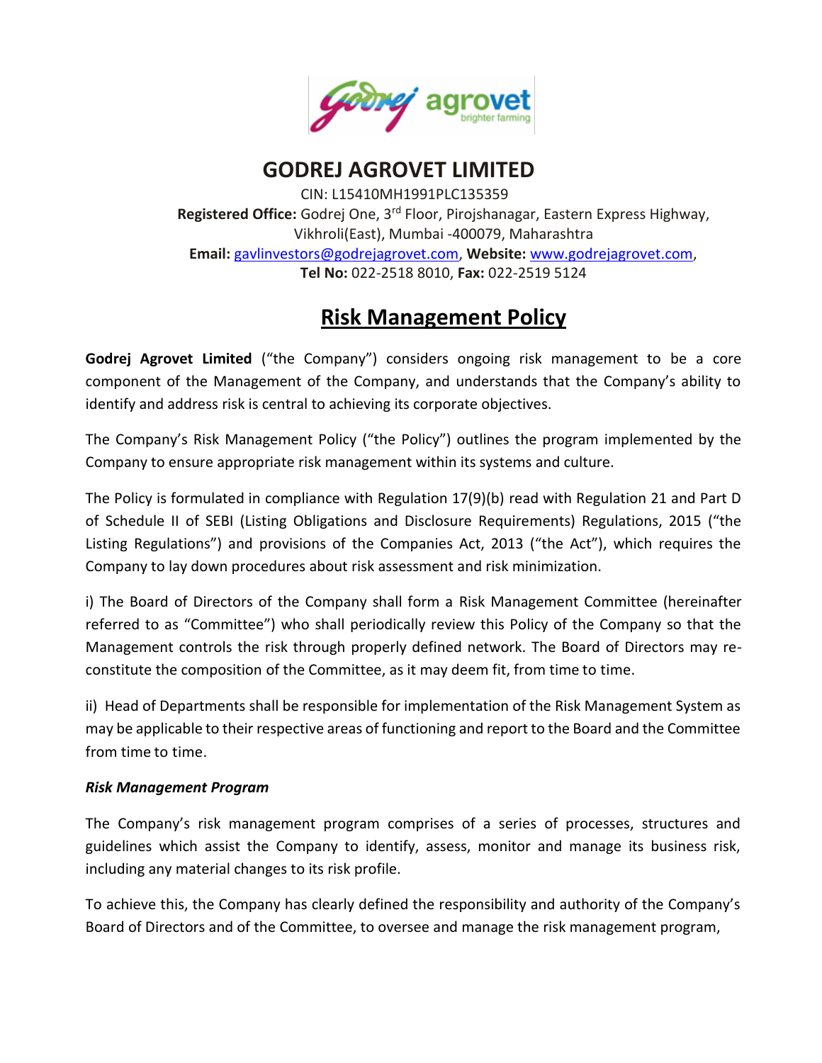# GODREJ AGROVET LIMITED

CIN: L15410MH1991PLC135359

**Registered Office:** Godrej One, 3rd Floor, Pirojshanagar, Eastern Express Highway, Vikhroli(East), Mumbai -400079, Maharashtra

**Email:** gavlinvestors@godrejagrovet.com, **Website:** www.godrejagrovet.com,

**Tel No:** 022-2518 8010, **Fax:** 022-2519 5124

## Risk Management Policy

**Godrej Agrovet Limited** ("the Company") considers ongoing risk management to be a core component of the Management of the Company, and understands that the Company's ability to identify and address risk is central to achieving its corporate objectives.

The Company's Risk Management Policy ("the Policy") outlines the program implemented by the Company to ensure appropriate risk management within its systems and culture.

The Policy is formulated in compliance with Regulation 17(9)(b) read with Regulation 21 and Part D of Schedule II of SEBI (Listing Obligations and Disclosure Requirements) Regulations, 2015 ("the Listing Regulations") and provisions of the Companies Act, 2013 ("the Act"), which requires the Company to lay down procedures about risk assessment and risk minimization.

i) The Board of Directors of the Company shall form a Risk Management Committee (hereinafter referred to as "Committee") who shall periodically review this Policy of the Company so that the Management controls the risk through properly defined network. The Board of Directors may re-constitute the composition of the Committee, as it may deem fit, from time to time.

ii) Head of Departments shall be responsible for implementation of the Risk Management System as may be applicable to their respective areas of functioning and report to the Board and the Committee from time to time.

***Risk Management Program***

The Company's risk management program comprises of a series of processes, structures and guidelines which assist the Company to identify, assess, monitor and manage its business risk, including any material changes to its risk profile.

To achieve this, the Company has clearly defined the responsibility and authority of the Company's Board of Directors and of the Committee, to oversee and manage the risk management program,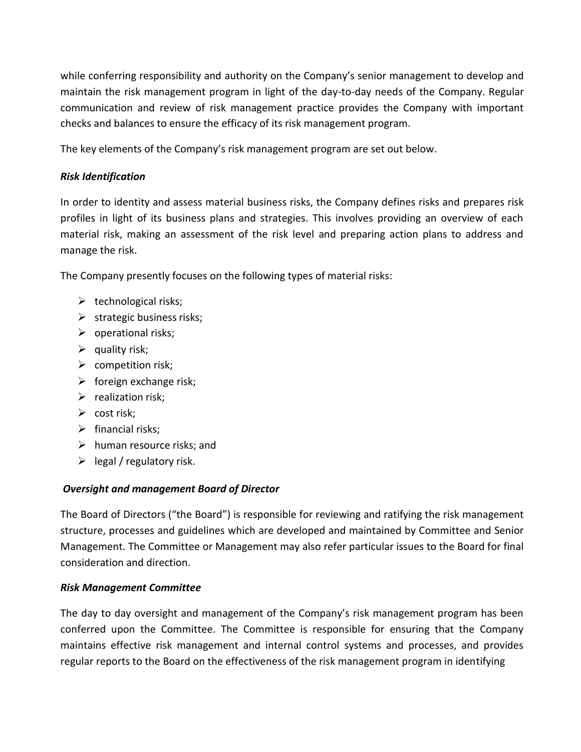while conferring responsibility and authority on the Company's senior management to develop and maintain the risk management program in light of the day-to-day needs of the Company. Regular communication and review of risk management practice provides the Company with important checks and balances to ensure the efficacy of its risk management program.

The key elements of the Company's risk management program are set out below.

***Risk Identification***

In order to identity and assess material business risks, the Company defines risks and prepares risk profiles in light of its business plans and strategies. This involves providing an overview of each material risk, making an assessment of the risk level and preparing action plans to address and manage the risk.

The Company presently focuses on the following types of material risks:

- technological risks;
- strategic business risks;
- operational risks;
- quality risk;
- competition risk;
- foreign exchange risk;
- realization risk;
- cost risk;
- financial risks;
- human resource risks; and
- legal / regulatory risk.

***Oversight and management Board of Director***

The Board of Directors ("the Board") is responsible for reviewing and ratifying the risk management structure, processes and guidelines which are developed and maintained by Committee and Senior Management. The Committee or Management may also refer particular issues to the Board for final consideration and direction.

***Risk Management Committee***

The day to day oversight and management of the Company's risk management program has been conferred upon the Committee. The Committee is responsible for ensuring that the Company maintains effective risk management and internal control systems and processes, and provides regular reports to the Board on the effectiveness of the risk management program in identifying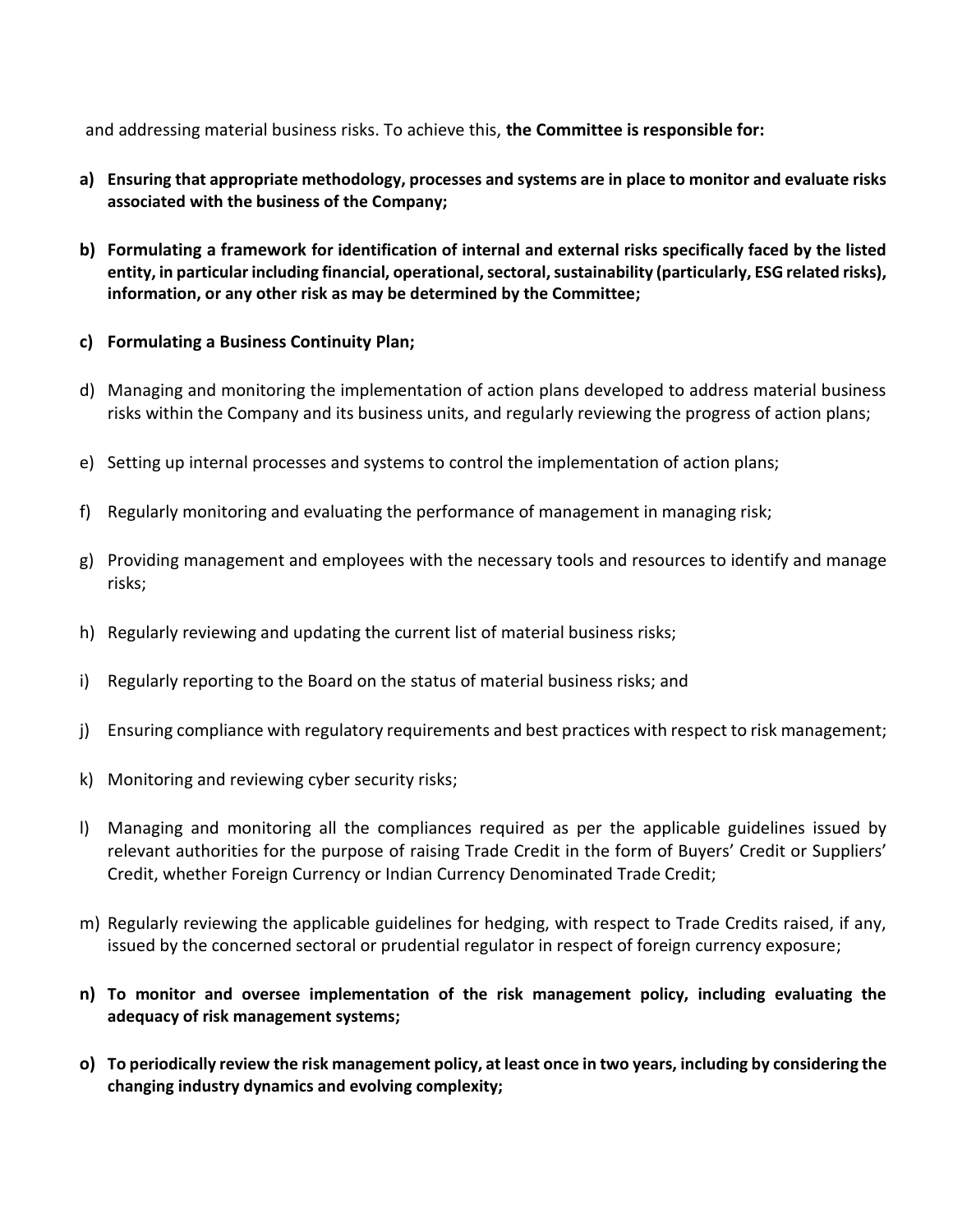and addressing material business risks. To achieve this, **the Committee is responsible for:**

**a) Ensuring that appropriate methodology, processes and systems are in place to monitor and evaluate risks associated with the business of the Company;**

**b) Formulating a framework for identification of internal and external risks specifically faced by the listed entity, in particular including financial, operational, sectoral, sustainability (particularly, ESG related risks), information, or any other risk as may be determined by the Committee;**

**c) Formulating a Business Continuity Plan;**

d) Managing and monitoring the implementation of action plans developed to address material business risks within the Company and its business units, and regularly reviewing the progress of action plans;

e) Setting up internal processes and systems to control the implementation of action plans;

f) Regularly monitoring and evaluating the performance of management in managing risk;

g) Providing management and employees with the necessary tools and resources to identify and manage risks;

h) Regularly reviewing and updating the current list of material business risks;

i) Regularly reporting to the Board on the status of material business risks; and

j) Ensuring compliance with regulatory requirements and best practices with respect to risk management;

k) Monitoring and reviewing cyber security risks;

l) Managing and monitoring all the compliances required as per the applicable guidelines issued by relevant authorities for the purpose of raising Trade Credit in the form of Buyers' Credit or Suppliers' Credit, whether Foreign Currency or Indian Currency Denominated Trade Credit;

m) Regularly reviewing the applicable guidelines for hedging, with respect to Trade Credits raised, if any, issued by the concerned sectoral or prudential regulator in respect of foreign currency exposure;

**n) To monitor and oversee implementation of the risk management policy, including evaluating the adequacy of risk management systems;**

**o) To periodically review the risk management policy, at least once in two years, including by considering the changing industry dynamics and evolving complexity;**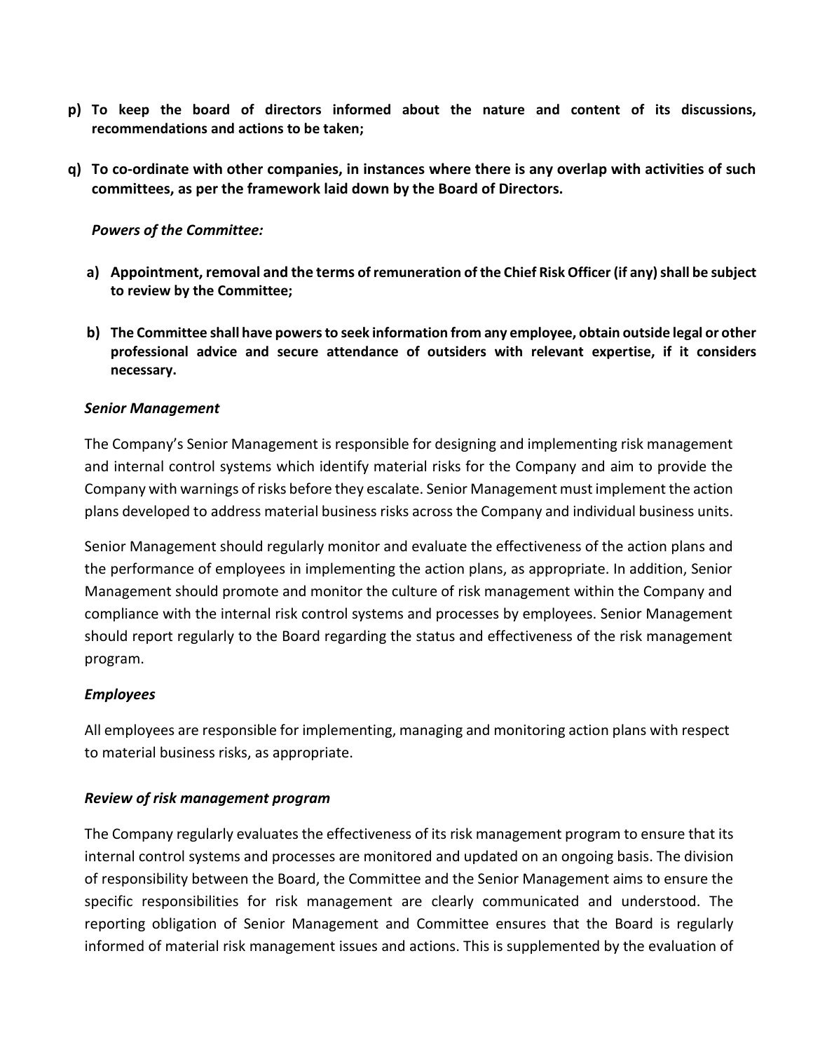**p) To keep the board of directors informed about the nature and content of its discussions, recommendations and actions to be taken;**

**q) To co-ordinate with other companies, in instances where there is any overlap with activities of such committees, as per the framework laid down by the Board of Directors.**

***Powers of the Committee:***

**a) Appointment, removal and the terms of remuneration of the Chief Risk Officer (if any) shall be subject to review by the Committee;**

**b) The Committee shall have powers to seek information from any employee, obtain outside legal or other professional advice and secure attendance of outsiders with relevant expertise, if it considers necessary.**

***Senior Management***

The Company's Senior Management is responsible for designing and implementing risk management and internal control systems which identify material risks for the Company and aim to provide the Company with warnings of risks before they escalate. Senior Management must implement the action plans developed to address material business risks across the Company and individual business units.

Senior Management should regularly monitor and evaluate the effectiveness of the action plans and the performance of employees in implementing the action plans, as appropriate. In addition, Senior Management should promote and monitor the culture of risk management within the Company and compliance with the internal risk control systems and processes by employees. Senior Management should report regularly to the Board regarding the status and effectiveness of the risk management program.

***Employees***

All employees are responsible for implementing, managing and monitoring action plans with respect to material business risks, as appropriate.

***Review of risk management program***

The Company regularly evaluates the effectiveness of its risk management program to ensure that its internal control systems and processes are monitored and updated on an ongoing basis. The division of responsibility between the Board, the Committee and the Senior Management aims to ensure the specific responsibilities for risk management are clearly communicated and understood. The reporting obligation of Senior Management and Committee ensures that the Board is regularly informed of material risk management issues and actions. This is supplemented by the evaluation of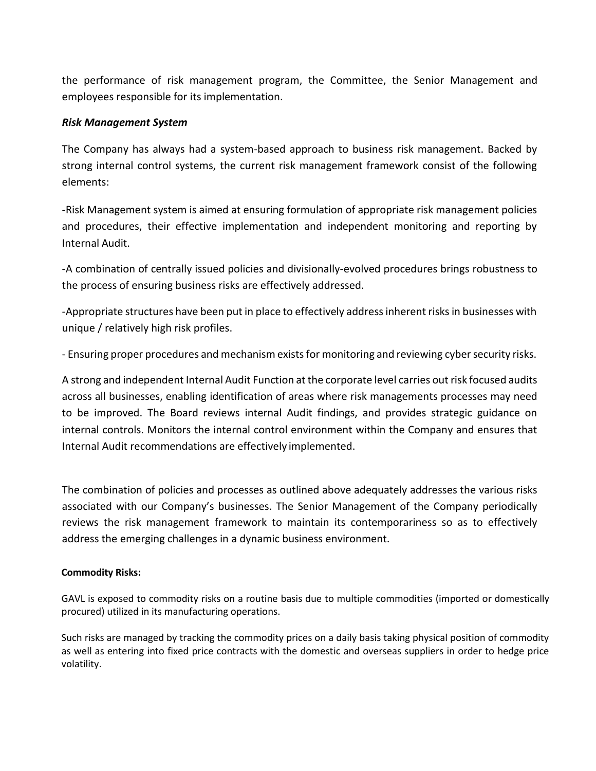the performance of risk management program, the Committee, the Senior Management and employees responsible for its implementation.

***Risk Management System***

The Company has always had a system-based approach to business risk management. Backed by strong internal control systems, the current risk management framework consist of the following elements:

-Risk Management system is aimed at ensuring formulation of appropriate risk management policies and procedures, their effective implementation and independent monitoring and reporting by Internal Audit.

-A combination of centrally issued policies and divisionally-evolved procedures brings robustness to the process of ensuring business risks are effectively addressed.

-Appropriate structures have been put in place to effectively address inherent risks in businesses with unique / relatively high risk profiles.

- Ensuring proper procedures and mechanism exists for monitoring and reviewing cyber security risks.

A strong and independent Internal Audit Function at the corporate level carries out risk focused audits across all businesses, enabling identification of areas where risk managements processes may need to be improved. The Board reviews internal Audit findings, and provides strategic guidance on internal controls. Monitors the internal control environment within the Company and ensures that Internal Audit recommendations are effectively implemented.

The combination of policies and processes as outlined above adequately addresses the various risks associated with our Company's businesses. The Senior Management of the Company periodically reviews the risk management framework to maintain its contemporariness so as to effectively address the emerging challenges in a dynamic business environment.

**Commodity Risks:**

GAVL is exposed to commodity risks on a routine basis due to multiple commodities (imported or domestically procured) utilized in its manufacturing operations.

Such risks are managed by tracking the commodity prices on a daily basis taking physical position of commodity as well as entering into fixed price contracts with the domestic and overseas suppliers in order to hedge price volatility.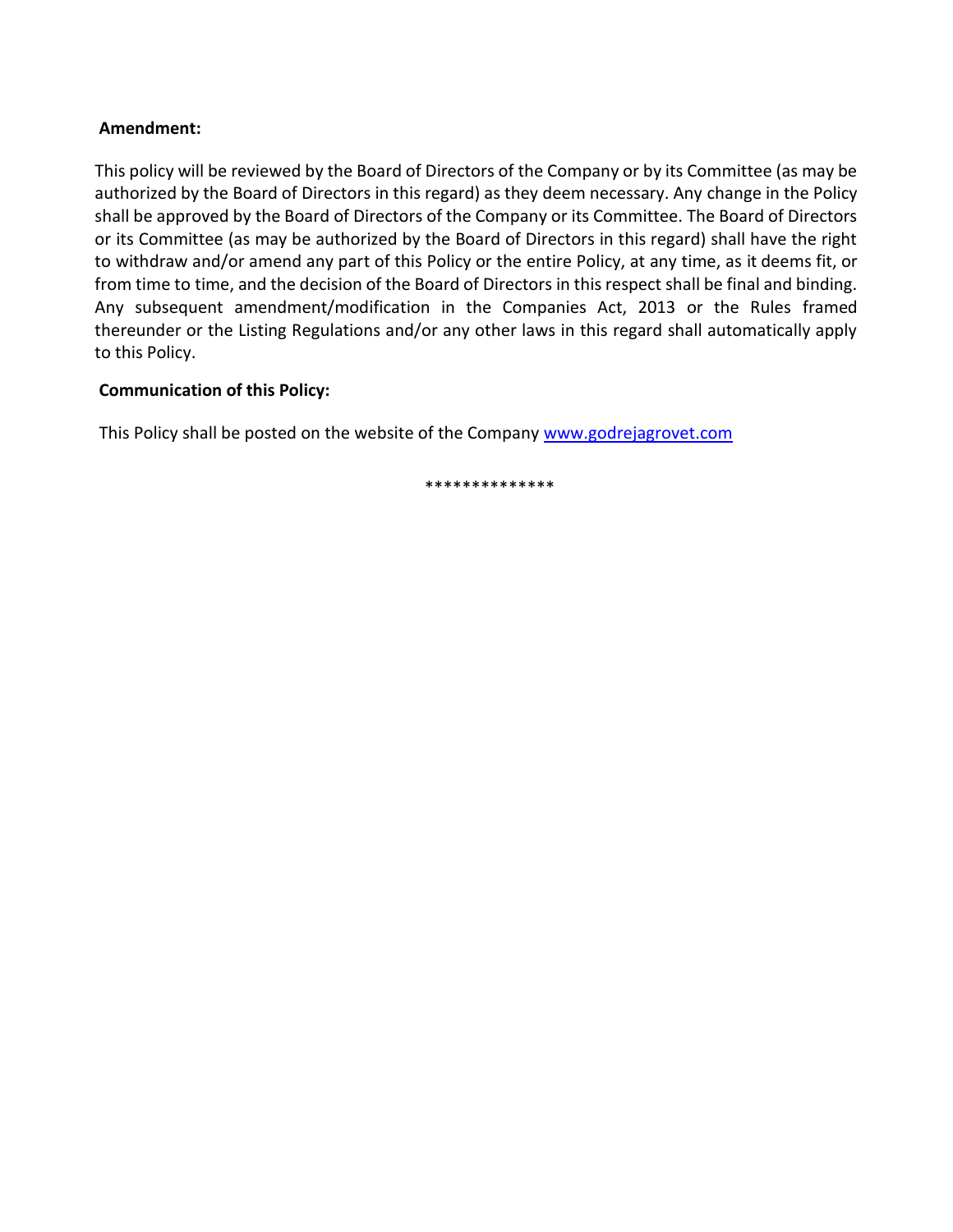**Amendment:**

This policy will be reviewed by the Board of Directors of the Company or by its Committee (as may be authorized by the Board of Directors in this regard) as they deem necessary. Any change in the Policy shall be approved by the Board of Directors of the Company or its Committee. The Board of Directors or its Committee (as may be authorized by the Board of Directors in this regard) shall have the right to withdraw and/or amend any part of this Policy or the entire Policy, at any time, as it deems fit, or from time to time, and the decision of the Board of Directors in this respect shall be final and binding. Any subsequent amendment/modification in the Companies Act, 2013 or the Rules framed thereunder or the Listing Regulations and/or any other laws in this regard shall automatically apply to this Policy.

**Communication of this Policy:**

This Policy shall be posted on the website of the Company [www.godrejagrovet.com](http://www.godrejagrovet.com)

**************